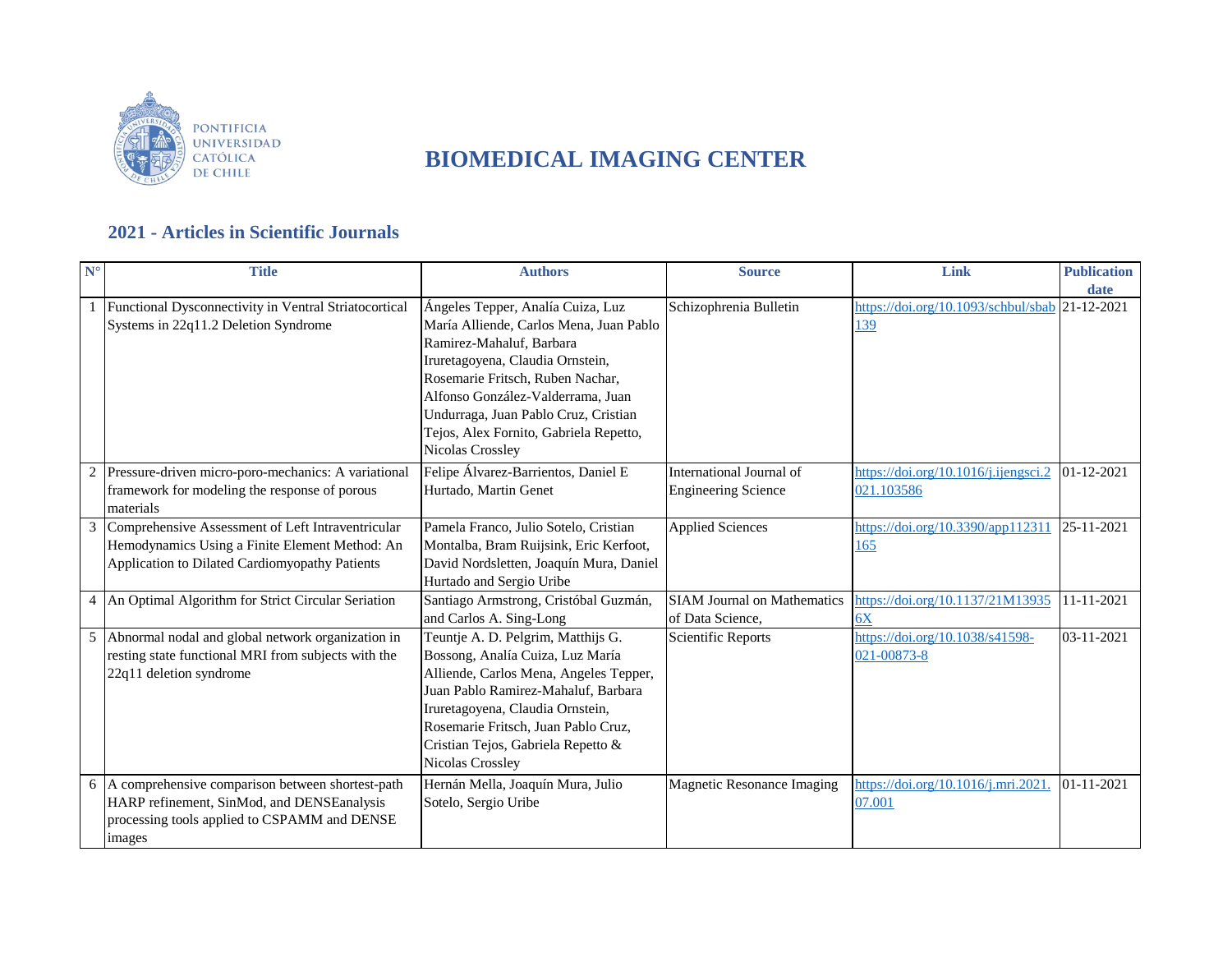PONTIFICIA UNIVERSIDAD CATÓLICA DE CHILE

# BIOMEDICAL IMAGING CENTER

## 2021 - Articles in Scientific Journals

| N° | Title | Authors | Source | Link | Publication date |
|---|---|---|---|---|---|
| 1 | Functional Dysconnectivity in Ventral Striatocortical Systems in 22q11.2 Deletion Syndrome | Ángeles Tepper, Analía Cuiza, Luz María Alliende, Carlos Mena, Juan Pablo Ramirez-Mahaluf, Barbara Iruretagoyena, Claudia Ornstein, Rosemarie Fritsch, Ruben Nachar, Alfonso González-Valderrama, Juan Undurraga, Juan Pablo Cruz, Cristian Tejos, Alex Fornito, Gabriela Repetto, Nicolas Crossley | Schizophrenia Bulletin | https://doi.org/10.1093/schbul/sbab139 | 21-12-2021 |
| 2 | Pressure-driven micro-poro-mechanics: A variational framework for modeling the response of porous materials | Felipe Álvarez-Barrientos, Daniel E Hurtado, Martin Genet | International Journal of Engineering Science | https://doi.org/10.1016/j.ijengsci.2021.103586 | 01-12-2021 |
| 3 | Comprehensive Assessment of Left Intraventricular Hemodynamics Using a Finite Element Method: An Application to Dilated Cardiomyopathy Patients | Pamela Franco, Julio Sotelo, Cristian Montalba, Bram Ruijsink, Eric Kerfoot, David Nordsletten, Joaquín Mura, Daniel Hurtado and Sergio Uribe | Applied Sciences | https://doi.org/10.3390/app112311165 | 25-11-2021 |
| 4 | An Optimal Algorithm for Strict Circular Seriation | Santiago Armstrong, Cristóbal Guzmán, and Carlos A. Sing-Long | SIAM Journal on Mathematics of Data Science, | https://doi.org/10.1137/21M139356X | 11-11-2021 |
| 5 | Abnormal nodal and global network organization in resting state functional MRI from subjects with the 22q11 deletion syndrome | Teuntje A. D. Pelgrim, Matthijs G. Bossong, Analía Cuiza, Luz María Alliende, Carlos Mena, Angeles Tepper, Juan Pablo Ramirez-Mahaluf, Barbara Iruretagoyena, Claudia Ornstein, Rosemarie Fritsch, Juan Pablo Cruz, Cristian Tejos, Gabriela Repetto & Nicolas Crossley | Scientific Reports | https://doi.org/10.1038/s41598-021-00873-8 | 03-11-2021 |
| 6 | A comprehensive comparison between shortest-path HARP refinement, SinMod, and DENSEanalysis processing tools applied to CSPAMM and DENSE images | Hernán Mella, Joaquín Mura, Julio Sotelo, Sergio Uribe | Magnetic Resonance Imaging | https://doi.org/10.1016/j.mri.2021.07.001 | 01-11-2021 |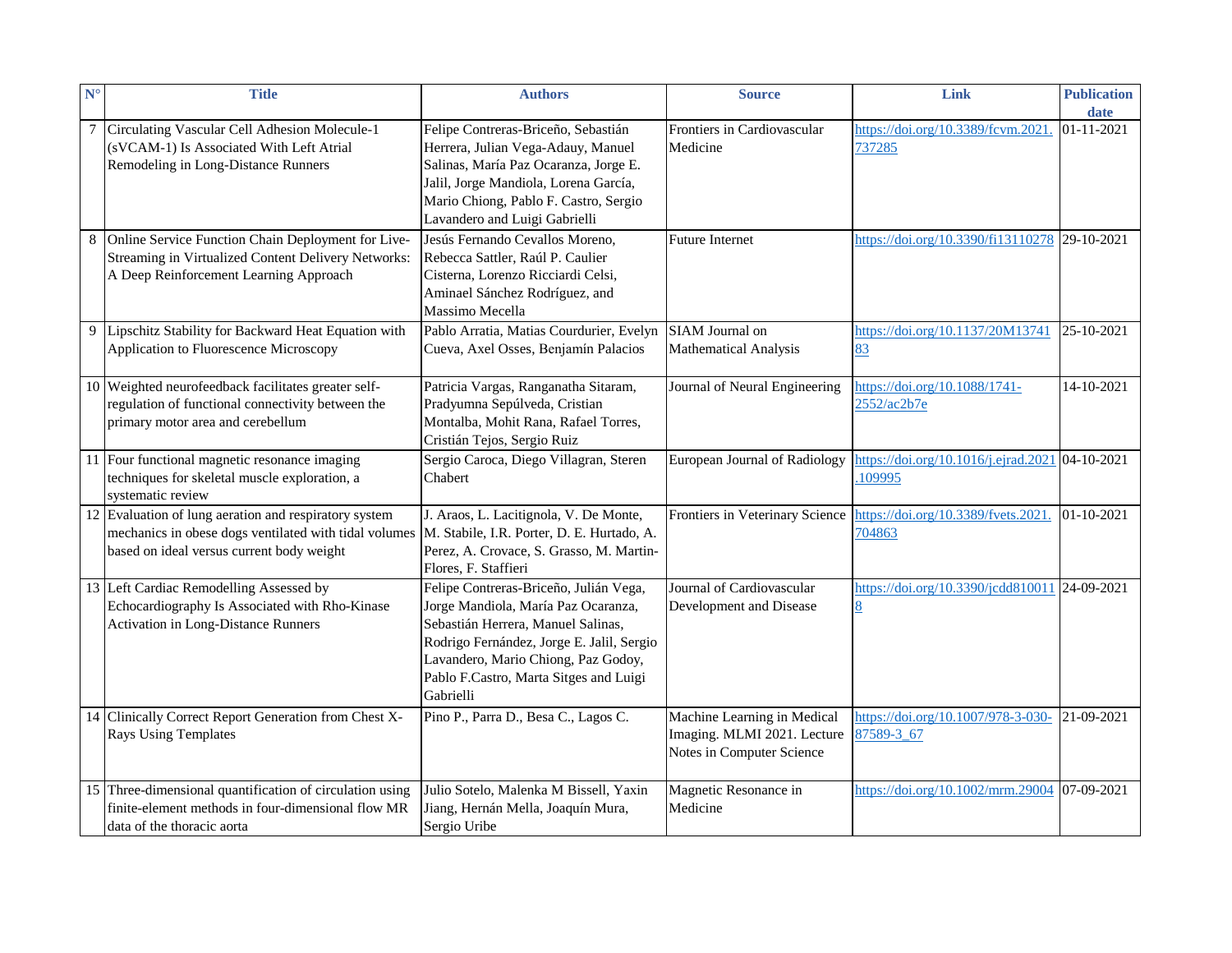| N° | Title | Authors | Source | Link | Publication date |
|---|---|---|---|---|---|
| 7 | Circulating Vascular Cell Adhesion Molecule-1 (sVCAM-1) Is Associated With Left Atrial Remodeling in Long-Distance Runners | Felipe Contreras-Briceño, Sebastián Herrera, Julian Vega-Adauy, Manuel Salinas, María Paz Ocaranza, Jorge E. Jalil, Jorge Mandiola, Lorena García, Mario Chiong, Pablo F. Castro, Sergio Lavandero and Luigi Gabrielli | Frontiers in Cardiovascular Medicine | https://doi.org/10.3389/fcvm.2021.737285 | 01-11-2021 |
| 8 | Online Service Function Chain Deployment for Live-Streaming in Virtualized Content Delivery Networks: A Deep Reinforcement Learning Approach | Jesús Fernando Cevallos Moreno, Rebecca Sattler, Raúl P. Caulier Cisterna, Lorenzo Ricciardi Celsi, Aminael Sánchez Rodríguez, and Massimo Mecella | Future Internet | https://doi.org/10.3390/fi13110278 | 29-10-2021 |
| 9 | Lipschitz Stability for Backward Heat Equation with Application to Fluorescence Microscopy | Pablo Arratia, Matias Courdurier, Evelyn Cueva, Axel Osses, Benjamín Palacios | SIAM Journal on Mathematical Analysis | https://doi.org/10.1137/20M1374183 | 25-10-2021 |
| 10 | Weighted neurofeedback facilitates greater self-regulation of functional connectivity between the primary motor area and cerebellum | Patricia Vargas, Ranganatha Sitaram, Pradyumna Sepúlveda, Cristian Montalba, Mohit Rana, Rafael Torres, Cristián Tejos, Sergio Ruiz | Journal of Neural Engineering | https://doi.org/10.1088/1741-2552/ac2b7e | 14-10-2021 |
| 11 | Four functional magnetic resonance imaging techniques for skeletal muscle exploration, a systematic review | Sergio Caroca, Diego Villagran, Steren Chabert | European Journal of Radiology | https://doi.org/10.1016/j.ejrad.2021.109995 | 04-10-2021 |
| 12 | Evaluation of lung aeration and respiratory system mechanics in obese dogs ventilated with tidal volumes based on ideal versus current body weight | J. Araos, L. Lacitignola, V. De Monte, M. Stabile, I.R. Porter, D. E. Hurtado, A. Perez, A. Crovace, S. Grasso, M. Martin-Flores, F. Staffieri | Frontiers in Veterinary Science | https://doi.org/10.3389/fvets.2021.704863 | 01-10-2021 |
| 13 | Left Cardiac Remodelling Assessed by Echocardiography Is Associated with Rho-Kinase Activation in Long-Distance Runners | Felipe Contreras-Briceño, Julián Vega, Jorge Mandiola, María Paz Ocaranza, Sebastián Herrera, Manuel Salinas, Rodrigo Fernández, Jorge E. Jalil, Sergio Lavandero, Mario Chiong, Paz Godoy, Pablo F.Castro, Marta Sitges and Luigi Gabrielli | Journal of Cardiovascular Development and Disease | https://doi.org/10.3390/jcdd8100118 | 24-09-2021 |
| 14 | Clinically Correct Report Generation from Chest X-Rays Using Templates | Pino P., Parra D., Besa C., Lagos C. | Machine Learning in Medical Imaging. MLMI 2021. Lecture Notes in Computer Science | https://doi.org/10.1007/978-3-030-87589-3_67 | 21-09-2021 |
| 15 | Three-dimensional quantification of circulation using finite-element methods in four-dimensional flow MR data of the thoracic aorta | Julio Sotelo, Malenka M Bissell, Yaxin Jiang, Hernán Mella, Joaquín Mura, Sergio Uribe | Magnetic Resonance in Medicine | https://doi.org/10.1002/mrm.29004 | 07-09-2021 |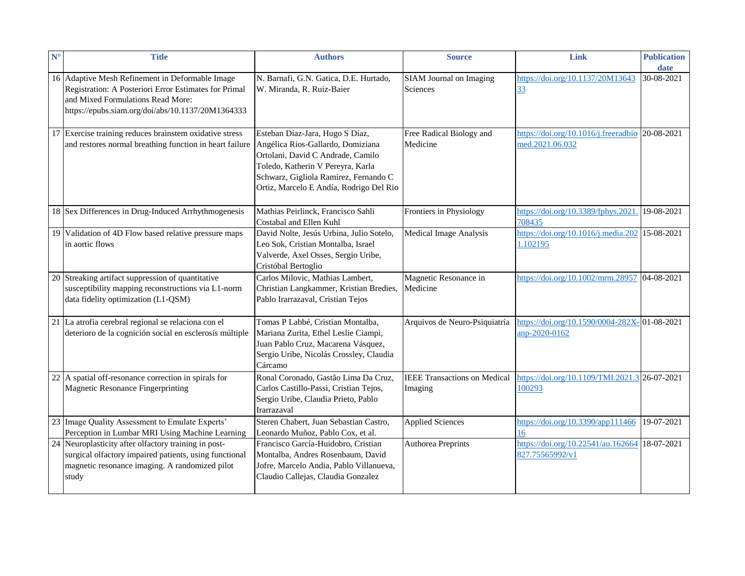| N° | Title | Authors | Source | Link | Publication date |
|---|---|---|---|---|---|
| 16 | Adaptive Mesh Refinement in Deformable Image Registration: A Posteriori Error Estimates for Primal and Mixed Formulations Read More: https://epubs.siam.org/doi/abs/10.1137/20M1364333 | N. Barnafi, G.N. Gatica, D.E. Hurtado, W. Miranda, R. Ruiz-Baier | SIAM Journal on Imaging Sciences | https://doi.org/10.1137/20M1364333 | 30-08-2021 |
| 17 | Exercise training reduces brainstem oxidative stress and restores normal breathing function in heart failure | Esteban Díaz-Jara, Hugo S Díaz, Angélica Rios-Gallardo, Domiziana Ortolani, David C Andrade, Camilo Toledo, Katherin V Pereyra, Karla Schwarz, Gigliola Ramirez, Fernando C Ortiz, Marcelo E Andía, Rodrigo Del Rio | Free Radical Biology and Medicine | https://doi.org/10.1016/j.freeradbiomed.2021.06.032 | 20-08-2021 |
| 18 | Sex Differences in Drug-Induced Arrhythmogenesis | Mathias Peirlinck, Francisco Sahli Costabal and Ellen Kuhl | Frontiers in Physiology | https://doi.org/10.3389/fphys.2021.708435 | 19-08-2021 |
| 19 | Validation of 4D Flow based relative pressure maps in aortic flows | David Nolte, Jesús Urbina, Julio Sotelo, Leo Sok, Cristian Montalba, Israel Valverde, Axel Osses, Sergio Uribe, Cristóbal Bertoglio | Medical Image Analysis | https://doi.org/10.1016/j.media.2021.102195 | 15-08-2021 |
| 20 | Streaking artifact suppression of quantitative susceptibility mapping reconstructions via L1-norm data fidelity optimization (L1-QSM) | Carlos Milovic, Mathias Lambert, Christian Langkammer, Kristian Bredies, Pablo Irarrazaval, Cristian Tejos | Magnetic Resonance in Medicine | https://doi.org/10.1002/mrm.28957 | 04-08-2021 |
| 21 | La atrofia cerebral regional se relaciona con el deterioro de la cognición social en esclerosis múltiple | Tomas P Labbé, Cristian Montalba, Mariana Zurita, Ethel Leslie Ciampi, Juan Pablo Cruz, Macarena Vásquez, Sergio Uribe, Nicolás Crossley, Claudia Cárcamo | Arquivos de Neuro-Psiquiatría | https://doi.org/10.1590/0004-282X-anp-2020-0162 | 01-08-2021 |
| 22 | A spatial off-resonance correction in spirals for Magnetic Resonance Fingerprinting | Ronal Coronado, Gastão Lima Da Cruz, Carlos Castillo-Passi, Cristian Tejos, Sergio Uribe, Claudia Prieto, Pablo Irarrazaval | IEEE Transactions on Medical Imaging | https://doi.org/10.1109/TMI.2021.3100293 | 26-07-2021 |
| 23 | Image Quality Assessment to Emulate Experts' Perception in Lumbar MRI Using Machine Learning | Steren Chabert, Juan Sebastian Castro, Leonardo Muñoz, Pablo Cox, et al. | Applied Sciences | https://doi.org/10.3390/app11146616 | 19-07-2021 |
| 24 | Neuroplasticity after olfactory training in post-surgical olfactory impaired patients, using functional magnetic resonance imaging. A randomized pilot study | Francisco García-Huidobro, Cristian Montalba, Andres Rosenbaum, David Jofre, Marcelo Andia, Pablo Villanueva, Claudio Callejas, Claudia Gonzalez | Authorea Preprints | https://doi.org/10.22541/au.162664827.75565992/v1 | 18-07-2021 |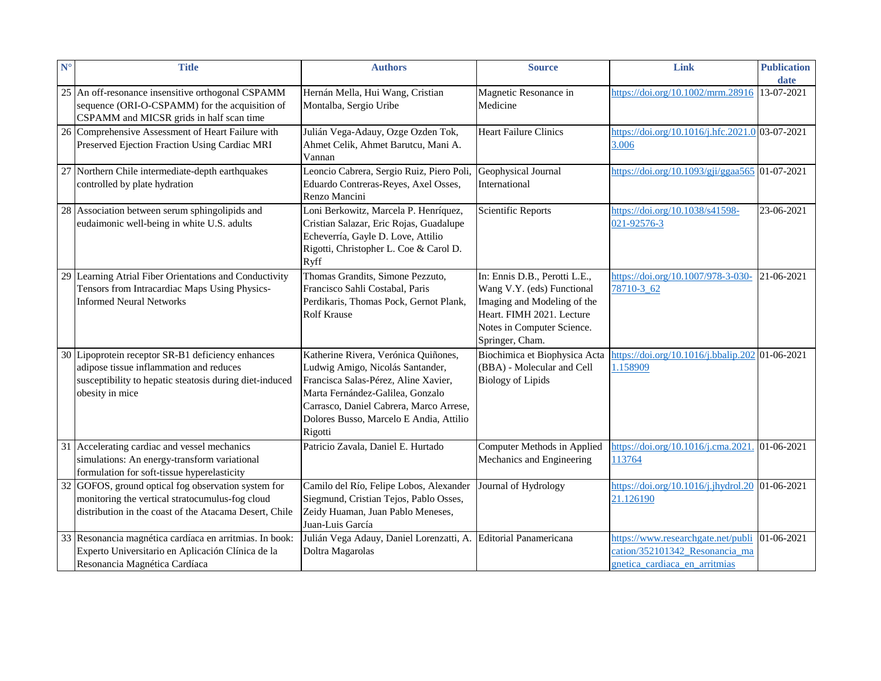| N° | Title | Authors | Source | Link | Publication date |
|---|---|---|---|---|---|
| 25 | An off-resonance insensitive orthogonal CSPAMM sequence (ORI-O-CSPAMM) for the acquisition of CSPAMM and MICSR grids in half scan time | Hernán Mella, Hui Wang, Cristian Montalba, Sergio Uribe | Magnetic Resonance in Medicine | https://doi.org/10.1002/mrm.28916 | 13-07-2021 |
| 26 | Comprehensive Assessment of Heart Failure with Preserved Ejection Fraction Using Cardiac MRI | Julián Vega-Adauy, Ozge Ozden Tok, Ahmet Celik, Ahmet Barutcu, Mani A. Vannan | Heart Failure Clinics | https://doi.org/10.1016/j.hfc.2021.03.006 | 03-07-2021 |
| 27 | Northern Chile intermediate-depth earthquakes controlled by plate hydration | Leoncio Cabrera, Sergio Ruiz, Piero Poli, Eduardo Contreras-Reyes, Axel Osses, Renzo Mancini | Geophysical Journal International | https://doi.org/10.1093/gji/ggaa565 | 01-07-2021 |
| 28 | Association between serum sphingolipids and eudaimonic well-being in white U.S. adults | Loni Berkowitz, Marcela P. Henríquez, Cristian Salazar, Eric Rojas, Guadalupe Echeverría, Gayle D. Love, Attilio Rigotti, Christopher L. Coe & Carol D. Ryff | Scientific Reports | https://doi.org/10.1038/s41598-021-92576-3 | 23-06-2021 |
| 29 | Learning Atrial Fiber Orientations and Conductivity Tensors from Intracardiac Maps Using Physics-Informed Neural Networks | Thomas Grandits, Simone Pezzuto, Francisco Sahli Costabal, Paris Perdikaris, Thomas Pock, Gernot Plank, Rolf Krause | In: Ennis D.B., Perotti L.E., Wang V.Y. (eds) Functional Imaging and Modeling of the Heart. FIMH 2021. Lecture Notes in Computer Science. Springer, Cham. | https://doi.org/10.1007/978-3-030-78710-3_62 | 21-06-2021 |
| 30 | Lipoprotein receptor SR-B1 deficiency enhances adipose tissue inflammation and reduces susceptibility to hepatic steatosis during diet-induced obesity in mice | Katherine Rivera, Verónica Quiñones, Ludwig Amigo, Nicolás Santander, Francisca Salas-Pérez, Aline Xavier, Marta Fernández-Galilea, Gonzalo Carrasco, Daniel Cabrera, Marco Arrese, Dolores Busso, Marcelo E Andia, Attilio Rigotti | Biochimica et Biophysica Acta (BBA) - Molecular and Cell Biology of Lipids | https://doi.org/10.1016/j.bbalip.2021.158909 | 01-06-2021 |
| 31 | Accelerating cardiac and vessel mechanics simulations: An energy-transform variational formulation for soft-tissue hyperelasticity | Patricio Zavala, Daniel E. Hurtado | Computer Methods in Applied Mechanics and Engineering | https://doi.org/10.1016/j.cma.2021.113764 | 01-06-2021 |
| 32 | GOFOS, ground optical fog observation system for monitoring the vertical stratocumulus-fog cloud distribution in the coast of the Atacama Desert, Chile | Camilo del Río, Felipe Lobos, Alexander Siegmund, Cristian Tejos, Pablo Osses, Zeidy Huaman, Juan Pablo Meneses, Juan-Luis García | Journal of Hydrology | https://doi.org/10.1016/j.jhydrol.2021.126190 | 01-06-2021 |
| 33 | Resonancia magnética cardíaca en arritmias. In book: Experto Universitario en Aplicación Clínica de la Resonancia Magnética Cardíaca | Julián Vega Adauy, Daniel Lorenzatti, A. Doltra Magarolas | Editorial Panamericana | https://www.researchgate.net/publication/352101342_Resonancia_magnetica_cardiaca_en_arritmias | 01-06-2021 |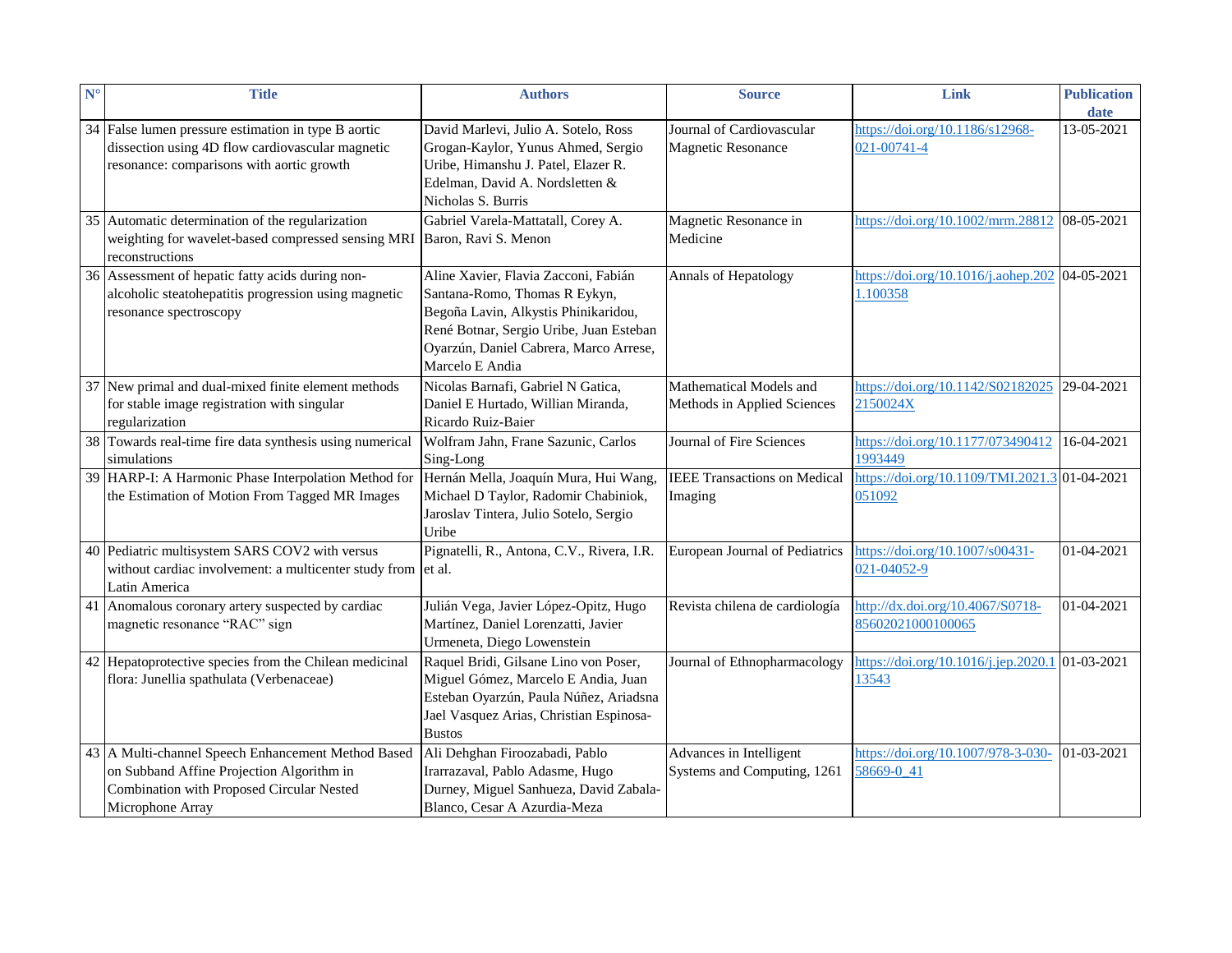| N° | Title | Authors | Source | Link | Publication date |
|---|---|---|---|---|---|
| 34 | False lumen pressure estimation in type B aortic dissection using 4D flow cardiovascular magnetic resonance: comparisons with aortic growth | David Marlevi, Julio A. Sotelo, Ross Grogan-Kaylor, Yunus Ahmed, Sergio Uribe, Himanshu J. Patel, Elazer R. Edelman, David A. Nordsletten & Nicholas S. Burris | Journal of Cardiovascular Magnetic Resonance | https://doi.org/10.1186/s12968-021-00741-4 | 13-05-2021 |
| 35 | Automatic determination of the regularization weighting for wavelet-based compressed sensing MRI reconstructions | Gabriel Varela-Mattatall, Corey A. Baron, Ravi S. Menon | Magnetic Resonance in Medicine | https://doi.org/10.1002/mrm.28812 | 08-05-2021 |
| 36 | Assessment of hepatic fatty acids during non-alcoholic steatohepatitis progression using magnetic resonance spectroscopy | Aline Xavier, Flavia Zacconi, Fabián Santana-Romo, Thomas R Eykyn, Begoña Lavin, Alkystis Phinikaridou, René Botnar, Sergio Uribe, Juan Esteban Oyarzún, Daniel Cabrera, Marco Arrese, Marcelo E Andia | Annals of Hepatology | https://doi.org/10.1016/j.aohep.2021.100358 | 04-05-2021 |
| 37 | New primal and dual-mixed finite element methods for stable image registration with singular regularization | Nicolas Barnafi, Gabriel N Gatica, Daniel E Hurtado, Willian Miranda, Ricardo Ruiz-Baier | Mathematical Models and Methods in Applied Sciences | https://doi.org/10.1142/S021820252150024X | 29-04-2021 |
| 38 | Towards real-time fire data synthesis using numerical simulations | Wolfram Jahn, Frane Sazunic, Carlos Sing-Long | Journal of Fire Sciences | https://doi.org/10.1177/0734904121993449 | 16-04-2021 |
| 39 | HARP-I: A Harmonic Phase Interpolation Method for the Estimation of Motion From Tagged MR Images | Hernán Mella, Joaquín Mura, Hui Wang, Michael D Taylor, Radomir Chabiniok, Jaroslav Tintera, Julio Sotelo, Sergio Uribe | IEEE Transactions on Medical Imaging | https://doi.org/10.1109/TMI.2021.3051092 | 01-04-2021 |
| 40 | Pediatric multisystem SARS COV2 with versus without cardiac involvement: a multicenter study from Latin America | Pignatelli, R., Antona, C.V., Rivera, I.R. et al. | European Journal of Pediatrics | https://doi.org/10.1007/s00431-021-04052-9 | 01-04-2021 |
| 41 | Anomalous coronary artery suspected by cardiac magnetic resonance "RAC" sign | Julián Vega, Javier López-Opitz, Hugo Martínez, Daniel Lorenzatti, Javier Urmeneta, Diego Lowenstein | Revista chilena de cardiología | http://dx.doi.org/10.4067/S0718-85602021000100065 | 01-04-2021 |
| 42 | Hepatoprotective species from the Chilean medicinal flora: Junellia spathulata (Verbenaceae) | Raquel Bridi, Gilsane Lino von Poser, Miguel Gómez, Marcelo E Andia, Juan Esteban Oyarzún, Paula Núñez, Ariadsna Jael Vasquez Arias, Christian Espinosa-Bustos | Journal of Ethnopharmacology | https://doi.org/10.1016/j.jep.2020.113543 | 01-03-2021 |
| 43 | A Multi-channel Speech Enhancement Method Based on Subband Affine Projection Algorithm in Combination with Proposed Circular Nested Microphone Array | Ali Dehghan Firoozabadi, Pablo Irarrazaval, Pablo Adasme, Hugo Durney, Miguel Sanhueza, David Zabala-Blanco, Cesar A Azurdia-Meza | Advances in Intelligent Systems and Computing, 1261 | https://doi.org/10.1007/978-3-030-58669-0_41 | 01-03-2021 |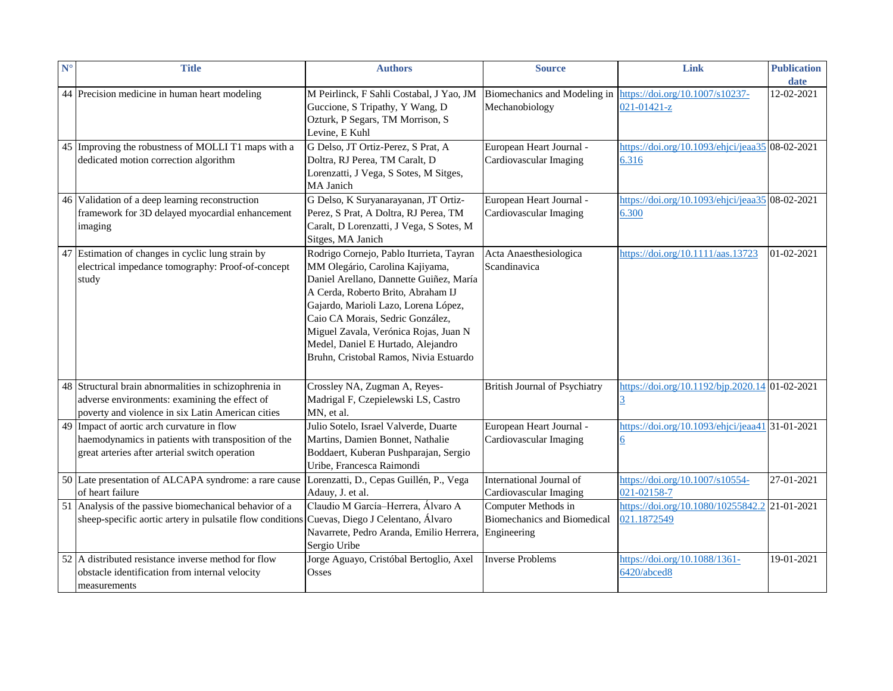| N° | Title | Authors | Source | Link | Publication date |
| --- | --- | --- | --- | --- | --- |
| 44 | Precision medicine in human heart modeling | M Peirlinck, F Sahli Costabal, J Yao, JM Guccione, S Tripathy, Y Wang, D Ozturk, P Segars, TM Morrison, S Levine, E Kuhl | Biomechanics and Modeling in Mechanobiology | https://doi.org/10.1007/s10237-021-01421-z | 12-02-2021 |
| 45 | Improving the robustness of MOLLI T1 maps with a dedicated motion correction algorithm | G Delso, JT Ortiz-Perez, S Prat, A Doltra, RJ Perea, TM Caralt, D Lorenzatti, J Vega, S Sotes, M Sitges, MA Janich | European Heart Journal - Cardiovascular Imaging | https://doi.org/10.1093/ehjci/jeaa356.316 | 08-02-2021 |
| 46 | Validation of a deep learning reconstruction framework for 3D delayed myocardial enhancement imaging | G Delso, K Suryanarayanan, JT Ortiz-Perez, S Prat, A Doltra, RJ Perea, TM Caralt, D Lorenzatti, J Vega, S Sotes, M Sitges, MA Janich | European Heart Journal - Cardiovascular Imaging | https://doi.org/10.1093/ehjci/jeaa356.300 | 08-02-2021 |
| 47 | Estimation of changes in cyclic lung strain by electrical impedance tomography: Proof-of-concept study | Rodrigo Cornejo, Pablo Iturrieta, Tayran MM Olegário, Carolina Kajiyama, Daniel Arellano, Dannette Guiñez, María A Cerda, Roberto Brito, Abraham IJ Gajardo, Marioli Lazo, Lorena López, Caio CA Morais, Sedric González, Miguel Zavala, Verónica Rojas, Juan N Medel, Daniel E Hurtado, Alejandro Bruhn, Cristobal Ramos, Nivia Estuardo | Acta Anaesthesiologica Scandinavica | https://doi.org/10.1111/aas.13723 | 01-02-2021 |
| 48 | Structural brain abnormalities in schizophrenia in adverse environments: examining the effect of poverty and violence in six Latin American cities | Crossley NA, Zugman A, Reyes-Madrigal F, Czepielewski LS, Castro MN, et al. | British Journal of Psychiatry | https://doi.org/10.1192/bjp.2020.143 | 01-02-2021 |
| 49 | Impact of aortic arch curvature in flow haemodynamics in patients with transposition of the great arteries after arterial switch operation | Julio Sotelo, Israel Valverde, Duarte Martins, Damien Bonnet, Nathalie Boddaert, Kuberan Pushparajan, Sergio Uribe, Francesca Raimondi | European Heart Journal - Cardiovascular Imaging | https://doi.org/10.1093/ehjci/jeaa416 | 31-01-2021 |
| 50 | Late presentation of ALCAPA syndrome: a rare cause of heart failure | Lorenzatti, D., Cepas Guillén, P., Vega Adauy, J. et al. | International Journal of Cardiovascular Imaging | https://doi.org/10.1007/s10554-021-02158-7 | 27-01-2021 |
| 51 | Analysis of the passive biomechanical behavior of a sheep-specific aortic artery in pulsatile flow conditions | Claudio M García–Herrera, Álvaro A Cuevas, Diego J Celentano, Álvaro Navarrete, Pedro Aranda, Emilio Herrera, Sergio Uribe | Computer Methods in Biomechanics and Biomedical Engineering | https://doi.org/10.1080/10255842.2021.1872549 | 21-01-2021 |
| 52 | A distributed resistance inverse method for flow obstacle identification from internal velocity measurements | Jorge Aguayo, Cristóbal Bertoglio, Axel Osses | Inverse Problems | https://doi.org/10.1088/1361-6420/abced8 | 19-01-2021 |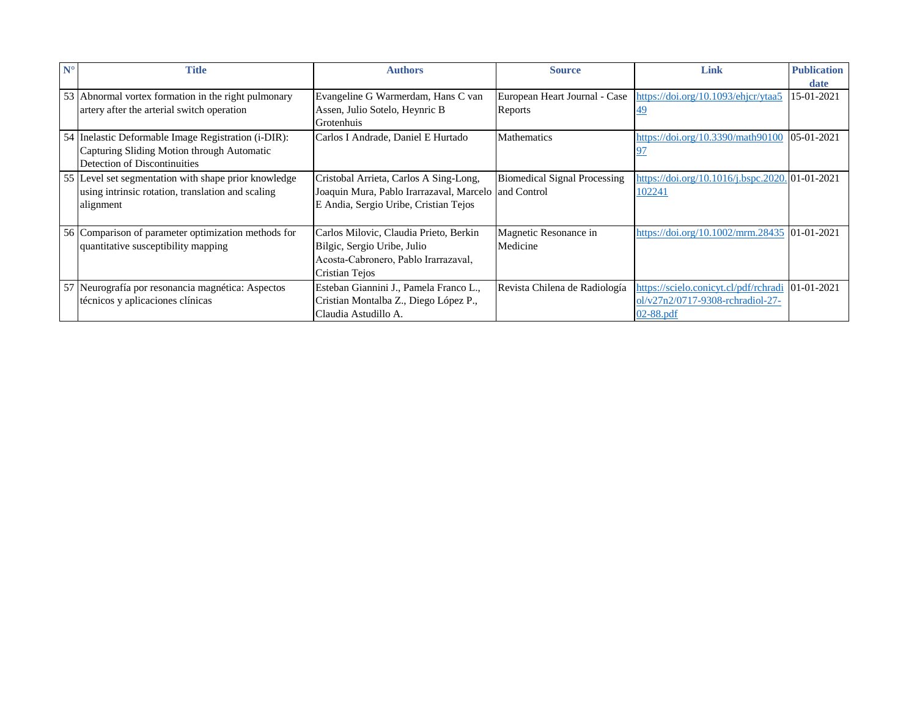| N° | Title | Authors | Source | Link | Publication date |
|---|---|---|---|---|---|
| 53 | Abnormal vortex formation in the right pulmonary artery after the arterial switch operation | Evangeline G Warmerdam, Hans C van Assen, Julio Sotelo, Heynric B Grotenhuis | European Heart Journal - Case Reports | https://doi.org/10.1093/ehjcr/ytaa549 | 15-01-2021 |
| 54 | Inelastic Deformable Image Registration (i-DIR): Capturing Sliding Motion through Automatic Detection of Discontinuities | Carlos I Andrade, Daniel E Hurtado | Mathematics | https://doi.org/10.3390/math9010097 | 05-01-2021 |
| 55 | Level set segmentation with shape prior knowledge using intrinsic rotation, translation and scaling alignment | Cristobal Arrieta, Carlos A Sing-Long, Joaquin Mura, Pablo Irarrazaval, Marcelo E Andia, Sergio Uribe, Cristian Tejos | Biomedical Signal Processing and Control | https://doi.org/10.1016/j.bspc.2020.102241 | 01-01-2021 |
| 56 | Comparison of parameter optimization methods for quantitative susceptibility mapping | Carlos Milovic, Claudia Prieto, Berkin Bilgic, Sergio Uribe, Julio Acosta-Cabronero, Pablo Irarrazaval, Cristian Tejos | Magnetic Resonance in Medicine | https://doi.org/10.1002/mrm.28435 | 01-01-2021 |
| 57 | Neurografía por resonancia magnética: Aspectos técnicos y aplicaciones clínicas | Esteban Giannini J., Pamela Franco L., Cristian Montalba Z., Diego López P., Claudia Astudillo A. | Revista Chilena de Radiología | https://scielo.conicyt.cl/pdf/rchradiol/v27n2/0717-9308-rchradiol-27-02-88.pdf | 01-01-2021 |